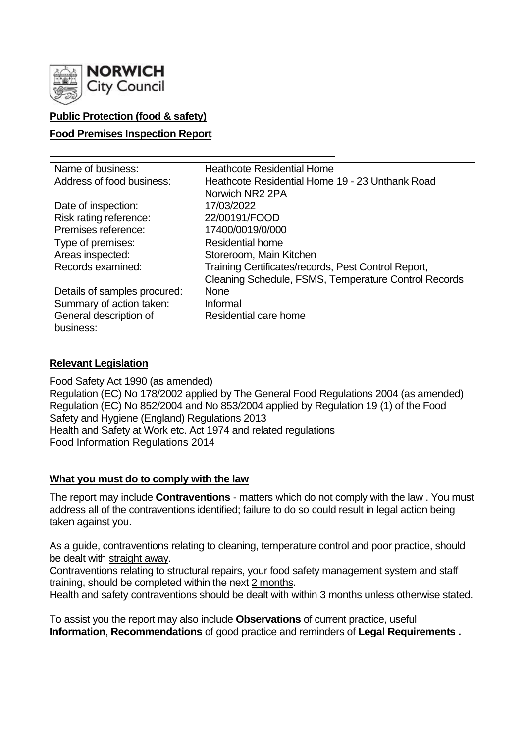NORWICH City Council

**Public Protection (food & safety)**

**Food Premises Inspection Report**

| | |
|---|---|
| Name of business: | Heathcote Residential Home |
| Address of food business: | Heathcote Residential Home 19 - 23 Unthank Road Norwich NR2 2PA |
| Date of inspection: | 17/03/2022 |
| Risk rating reference: | 22/00191/FOOD |
| Premises reference: | 17400/0019/0/000 |
| Type of premises: | Residential home |
| Areas inspected: | Storeroom, Main Kitchen |
| Records examined: | Training Certificates/records, Pest Control Report, Cleaning Schedule, FSMS, Temperature Control Records |
| Details of samples procured: | None |
| Summary of action taken: | Informal |
| General description of business: | Residential care home |

## Relevant Legislation

Food Safety Act 1990 (as amended)
Regulation (EC) No 178/2002 applied by The General Food Regulations 2004 (as amended)
Regulation (EC) No 852/2004 and No 853/2004 applied by Regulation 19 (1) of the Food Safety and Hygiene (England) Regulations 2013
Health and Safety at Work etc. Act 1974 and related regulations
Food Information Regulations 2014

## What you must do to comply with the law

The report may include **Contraventions** - matters which do not comply with the law . You must address all of the contraventions identified; failure to do so could result in legal action being taken against you.

As a guide, contraventions relating to cleaning, temperature control and poor practice, should be dealt with straight away.
Contraventions relating to structural repairs, your food safety management system and staff training, should be completed within the next 2 months.
Health and safety contraventions should be dealt with within 3 months unless otherwise stated.

To assist you the report may also include **Observations** of current practice, useful **Information**, **Recommendations** of good practice and reminders of **Legal Requirements .**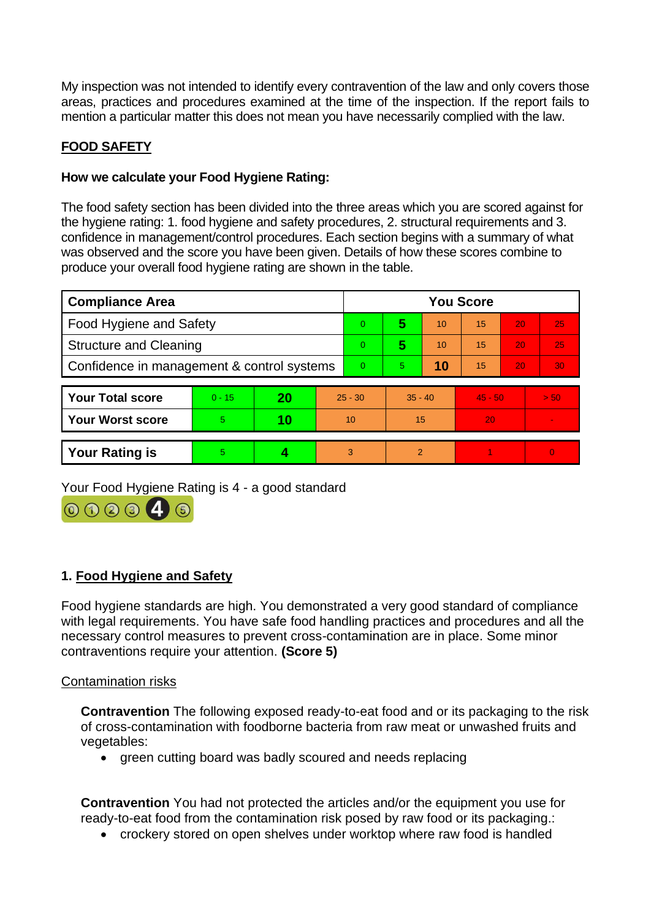My inspection was not intended to identify every contravention of the law and only covers those areas, practices and procedures examined at the time of the inspection. If the report fails to mention a particular matter this does not mean you have necessarily complied with the law.

## FOOD SAFETY

**How we calculate your Food Hygiene Rating:**

The food safety section has been divided into the three areas which you are scored against for the hygiene rating: 1. food hygiene and safety procedures, 2. structural requirements and 3. confidence in management/control procedures. Each section begins with a summary of what was observed and the score you have been given. Details of how these scores combine to produce your overall food hygiene rating are shown in the table.

| Compliance Area | You Score | | | | | |
|---|---|---|---|---|---|---|
| Food Hygiene and Safety | 0 | **5** | 10 | 15 | 20 | 25 |
| Structure and Cleaning | 0 | **5** | 10 | 15 | 20 | 25 |
| Confidence in management & control systems | 0 | 5 | **10** | 15 | 20 | 30 |

| | | | | | | |
|---|---|---|---|---|---|---|
| **Your Total score** | 0 - 15 | **20** | 25 - 30 | 35 - 40 | 45 - 50 | > 50 |
| **Your Worst score** | 5 | **10** | 10 | 15 | 20 | - |
| **Your Rating is** | 5 | **4** | 3 | 2 | 1 | 0 |

Your Food Hygiene Rating is 4 - a good standard

## 1. Food Hygiene and Safety

Food hygiene standards are high. You demonstrated a very good standard of compliance with legal requirements. You have safe food handling practices and procedures and all the necessary control measures to prevent cross-contamination are in place. Some minor contraventions require your attention. **(Score 5)**

Contamination risks

**Contravention** The following exposed ready-to-eat food and or its packaging to the risk of cross-contamination with foodborne bacteria from raw meat or unwashed fruits and vegetables:

- green cutting board was badly scoured and needs replacing

**Contravention** You had not protected the articles and/or the equipment you use for ready-to-eat food from the contamination risk posed by raw food or its packaging.:

- crockery stored on open shelves under worktop where raw food is handled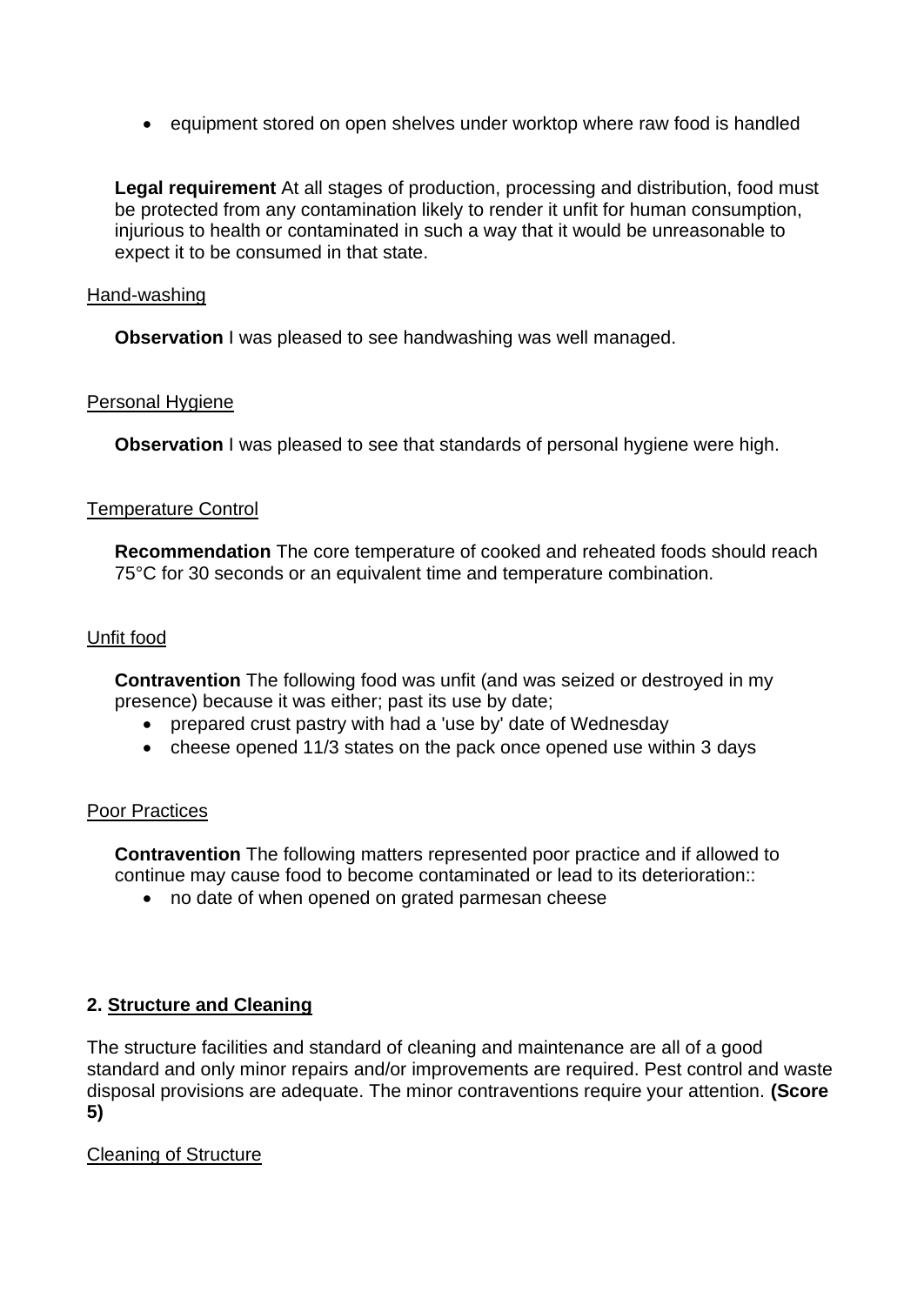- equipment stored on open shelves under worktop where raw food is handled

**Legal requirement** At all stages of production, processing and distribution, food must be protected from any contamination likely to render it unfit for human consumption, injurious to health or contaminated in such a way that it would be unreasonable to expect it to be consumed in that state.

Hand-washing

**Observation** I was pleased to see handwashing was well managed.

Personal Hygiene

**Observation** I was pleased to see that standards of personal hygiene were high.

Temperature Control

**Recommendation** The core temperature of cooked and reheated foods should reach 75°C for 30 seconds or an equivalent time and temperature combination.

Unfit food

**Contravention** The following food was unfit (and was seized or destroyed in my presence) because it was either; past its use by date;

- prepared crust pastry with had a 'use by' date of Wednesday
- cheese opened 11/3 states on the pack once opened use within 3 days

Poor Practices

**Contravention** The following matters represented poor practice and if allowed to continue may cause food to become contaminated or lead to its deterioration::

- no date of when opened on grated parmesan cheese

**2. Structure and Cleaning**

The structure facilities and standard of cleaning and maintenance are all of a good standard and only minor repairs and/or improvements are required. Pest control and waste disposal provisions are adequate. The minor contraventions require your attention. **(Score 5)**

Cleaning of Structure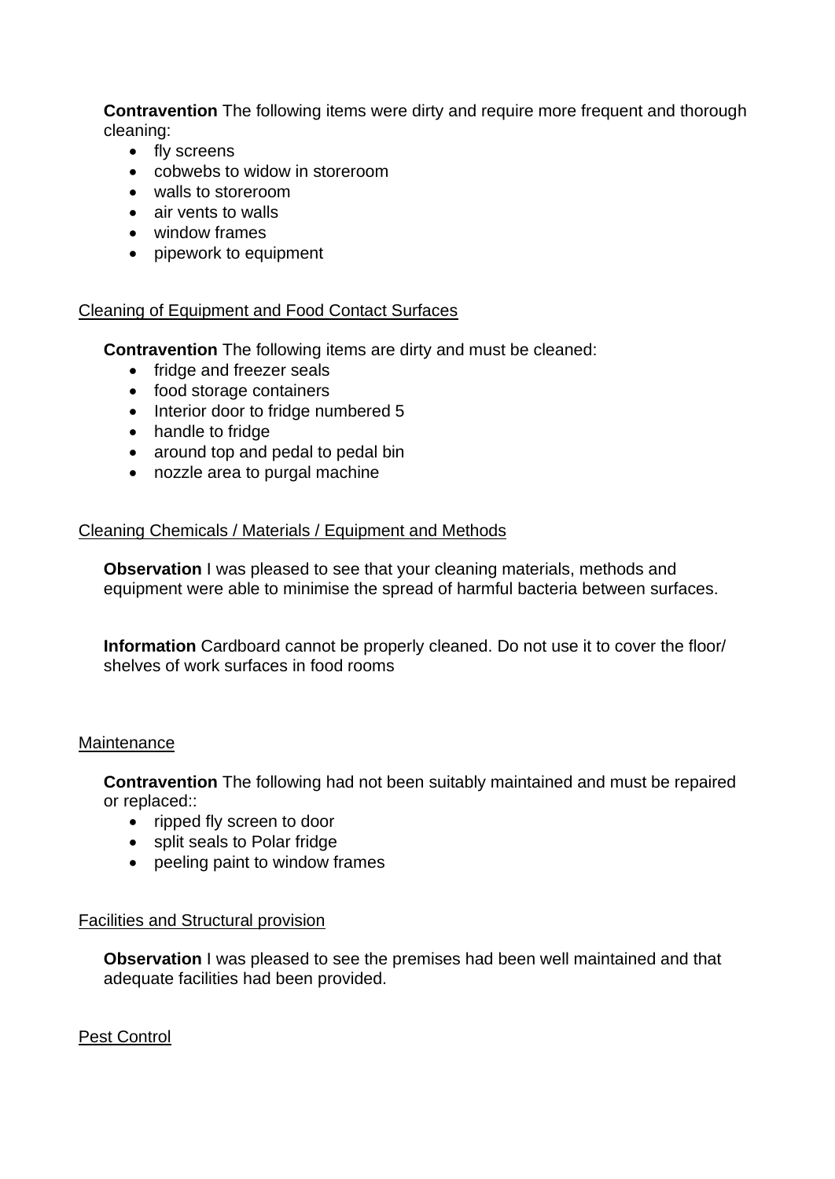**Contravention** The following items were dirty and require more frequent and thorough cleaning:

- fly screens
- cobwebs to widow in storeroom
- walls to storeroom
- air vents to walls
- window frames
- pipework to equipment

Cleaning of Equipment and Food Contact Surfaces

**Contravention** The following items are dirty and must be cleaned:

- fridge and freezer seals
- food storage containers
- Interior door to fridge numbered 5
- handle to fridge
- around top and pedal to pedal bin
- nozzle area to purgal machine

Cleaning Chemicals / Materials / Equipment and Methods

**Observation** I was pleased to see that your cleaning materials, methods and equipment were able to minimise the spread of harmful bacteria between surfaces.

**Information** Cardboard cannot be properly cleaned. Do not use it to cover the floor/ shelves of work surfaces in food rooms

Maintenance

**Contravention** The following had not been suitably maintained and must be repaired or replaced::

- ripped fly screen to door
- split seals to Polar fridge
- peeling paint to window frames

Facilities and Structural provision

**Observation** I was pleased to see the premises had been well maintained and that adequate facilities had been provided.

Pest Control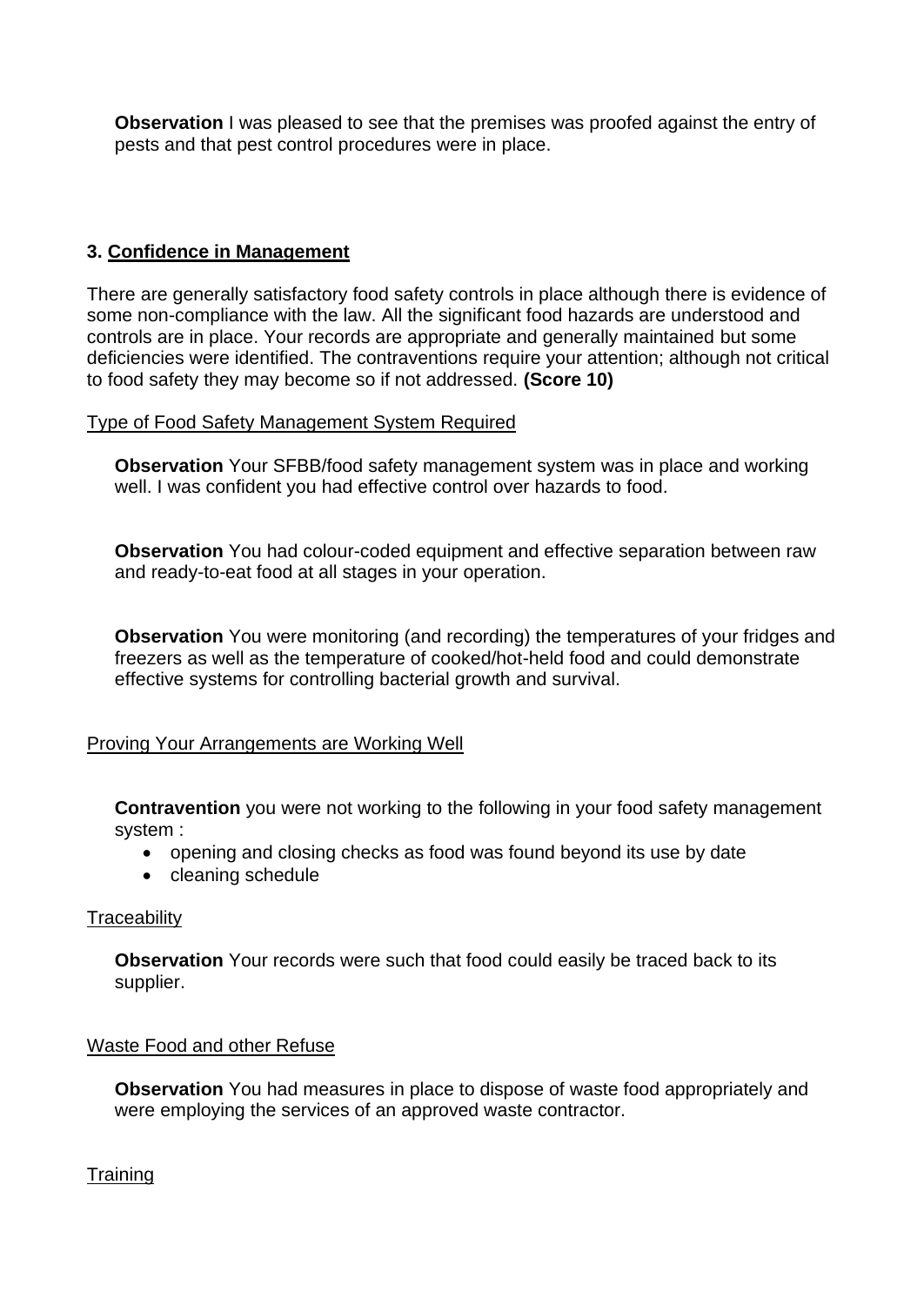**Observation** I was pleased to see that the premises was proofed against the entry of pests and that pest control procedures were in place.

### 3. Confidence in Management

There are generally satisfactory food safety controls in place although there is evidence of some non-compliance with the law. All the significant food hazards are understood and controls are in place. Your records are appropriate and generally maintained but some deficiencies were identified. The contraventions require your attention; although not critical to food safety they may become so if not addressed. **(Score 10)**

Type of Food Safety Management System Required

**Observation** Your SFBB/food safety management system was in place and working well. I was confident you had effective control over hazards to food.

**Observation** You had colour-coded equipment and effective separation between raw and ready-to-eat food at all stages in your operation.

**Observation** You were monitoring (and recording) the temperatures of your fridges and freezers as well as the temperature of cooked/hot-held food and could demonstrate effective systems for controlling bacterial growth and survival.

Proving Your Arrangements are Working Well

**Contravention** you were not working to the following in your food safety management system :

- opening and closing checks as food was found beyond its use by date
- cleaning schedule

Traceability

**Observation** Your records were such that food could easily be traced back to its supplier.

Waste Food and other Refuse

**Observation** You had measures in place to dispose of waste food appropriately and were employing the services of an approved waste contractor.

Training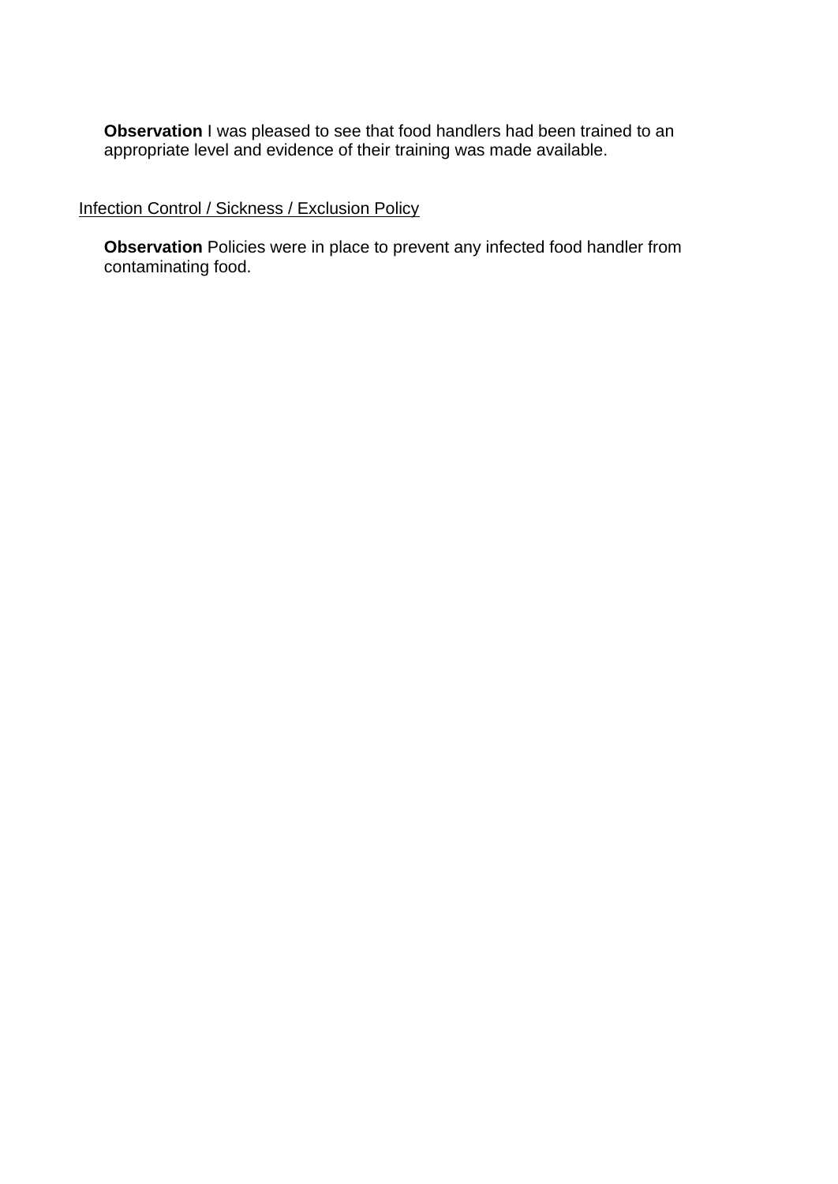**Observation** I was pleased to see that food handlers had been trained to an appropriate level and evidence of their training was made available.

<u>Infection Control / Sickness / Exclusion Policy</u>

**Observation** Policies were in place to prevent any infected food handler from contaminating food.